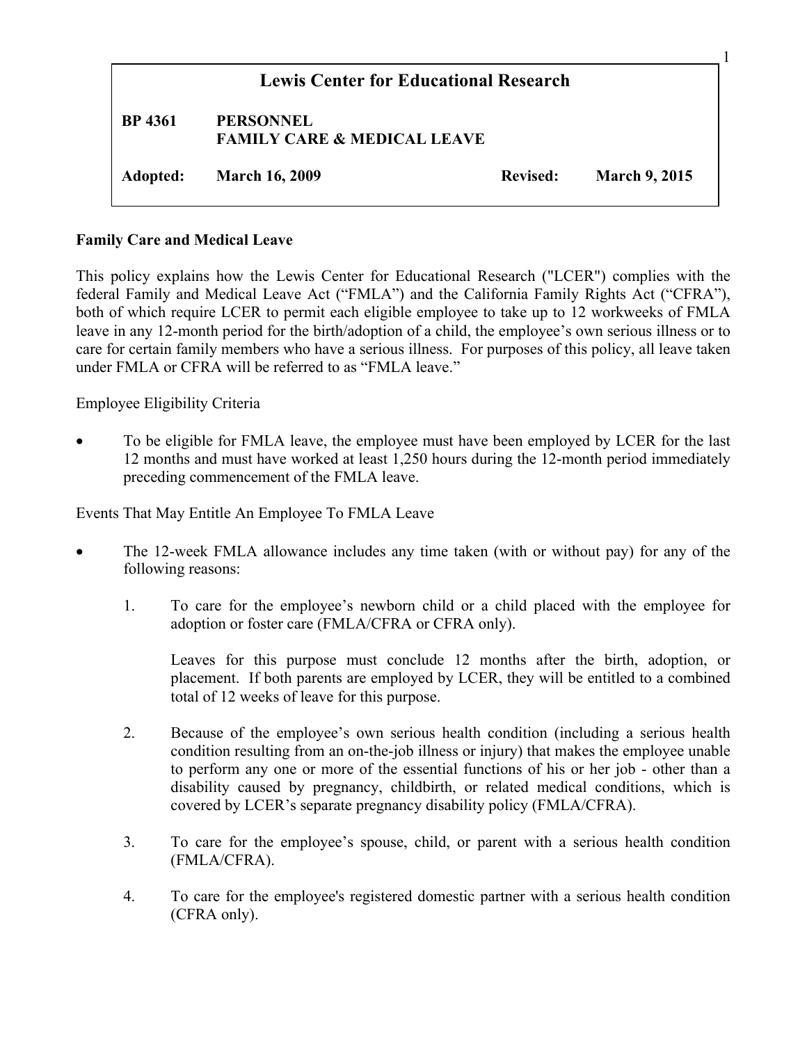# Lewis Center for Educational Research

**BP 4361 PERSONNEL**
**FAMILY CARE & MEDICAL LEAVE**

**Adopted: March 16, 2009** **Revised: March 9, 2015**

## Family Care and Medical Leave

This policy explains how the Lewis Center for Educational Research ("LCER") complies with the federal Family and Medical Leave Act ("FMLA") and the California Family Rights Act ("CFRA"), both of which require LCER to permit each eligible employee to take up to 12 workweeks of FMLA leave in any 12-month period for the birth/adoption of a child, the employee's own serious illness or to care for certain family members who have a serious illness. For purposes of this policy, all leave taken under FMLA or CFRA will be referred to as "FMLA leave."

Employee Eligibility Criteria

- To be eligible for FMLA leave, the employee must have been employed by LCER for the last 12 months and must have worked at least 1,250 hours during the 12-month period immediately preceding commencement of the FMLA leave.

Events That May Entitle An Employee To FMLA Leave

- The 12-week FMLA allowance includes any time taken (with or without pay) for any of the following reasons:

  1. To care for the employee's newborn child or a child placed with the employee for adoption or foster care (FMLA/CFRA or CFRA only).

     Leaves for this purpose must conclude 12 months after the birth, adoption, or placement. If both parents are employed by LCER, they will be entitled to a combined total of 12 weeks of leave for this purpose.

  2. Because of the employee's own serious health condition (including a serious health condition resulting from an on-the-job illness or injury) that makes the employee unable to perform any one or more of the essential functions of his or her job - other than a disability caused by pregnancy, childbirth, or related medical conditions, which is covered by LCER's separate pregnancy disability policy (FMLA/CFRA).

  3. To care for the employee's spouse, child, or parent with a serious health condition (FMLA/CFRA).

  4. To care for the employee's registered domestic partner with a serious health condition (CFRA only).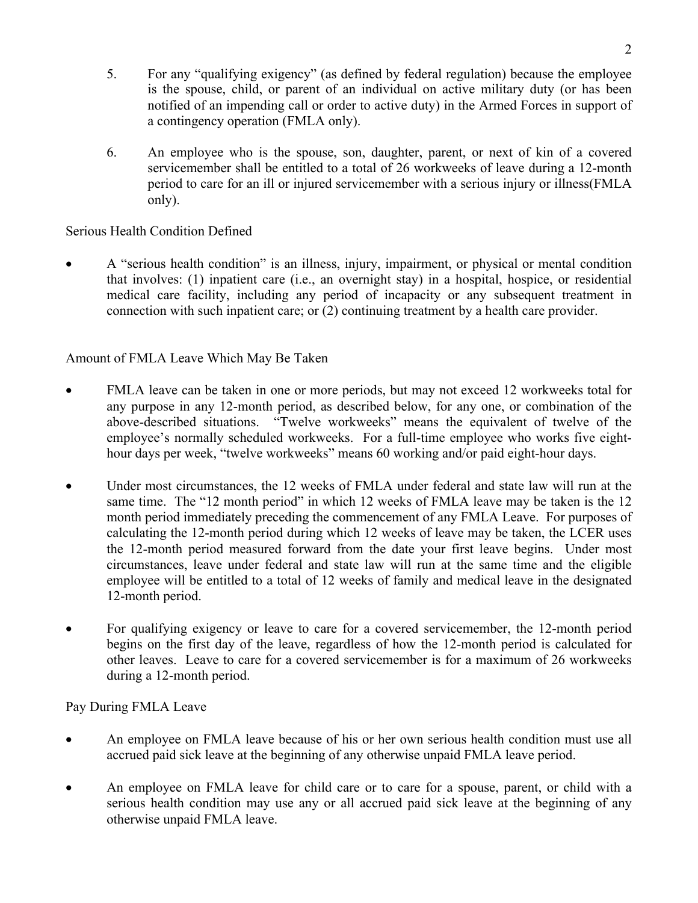5. For any "qualifying exigency" (as defined by federal regulation) because the employee is the spouse, child, or parent of an individual on active military duty (or has been notified of an impending call or order to active duty) in the Armed Forces in support of a contingency operation (FMLA only).

6. An employee who is the spouse, son, daughter, parent, or next of kin of a covered servicemember shall be entitled to a total of 26 workweeks of leave during a 12-month period to care for an ill or injured servicemember with a serious injury or illness(FMLA only).

Serious Health Condition Defined

- A "serious health condition" is an illness, injury, impairment, or physical or mental condition that involves: (1) inpatient care (i.e., an overnight stay) in a hospital, hospice, or residential medical care facility, including any period of incapacity or any subsequent treatment in connection with such inpatient care; or (2) continuing treatment by a health care provider.

Amount of FMLA Leave Which May Be Taken

- FMLA leave can be taken in one or more periods, but may not exceed 12 workweeks total for any purpose in any 12-month period, as described below, for any one, or combination of the above-described situations. "Twelve workweeks" means the equivalent of twelve of the employee's normally scheduled workweeks. For a full-time employee who works five eight-hour days per week, "twelve workweeks" means 60 working and/or paid eight-hour days.

- Under most circumstances, the 12 weeks of FMLA under federal and state law will run at the same time. The "12 month period" in which 12 weeks of FMLA leave may be taken is the 12 month period immediately preceding the commencement of any FMLA Leave. For purposes of calculating the 12-month period during which 12 weeks of leave may be taken, the LCER uses the 12-month period measured forward from the date your first leave begins. Under most circumstances, leave under federal and state law will run at the same time and the eligible employee will be entitled to a total of 12 weeks of family and medical leave in the designated 12-month period.

- For qualifying exigency or leave to care for a covered servicemember, the 12-month period begins on the first day of the leave, regardless of how the 12-month period is calculated for other leaves. Leave to care for a covered servicemember is for a maximum of 26 workweeks during a 12-month period.

Pay During FMLA Leave

- An employee on FMLA leave because of his or her own serious health condition must use all accrued paid sick leave at the beginning of any otherwise unpaid FMLA leave period.

- An employee on FMLA leave for child care or to care for a spouse, parent, or child with a serious health condition may use any or all accrued paid sick leave at the beginning of any otherwise unpaid FMLA leave.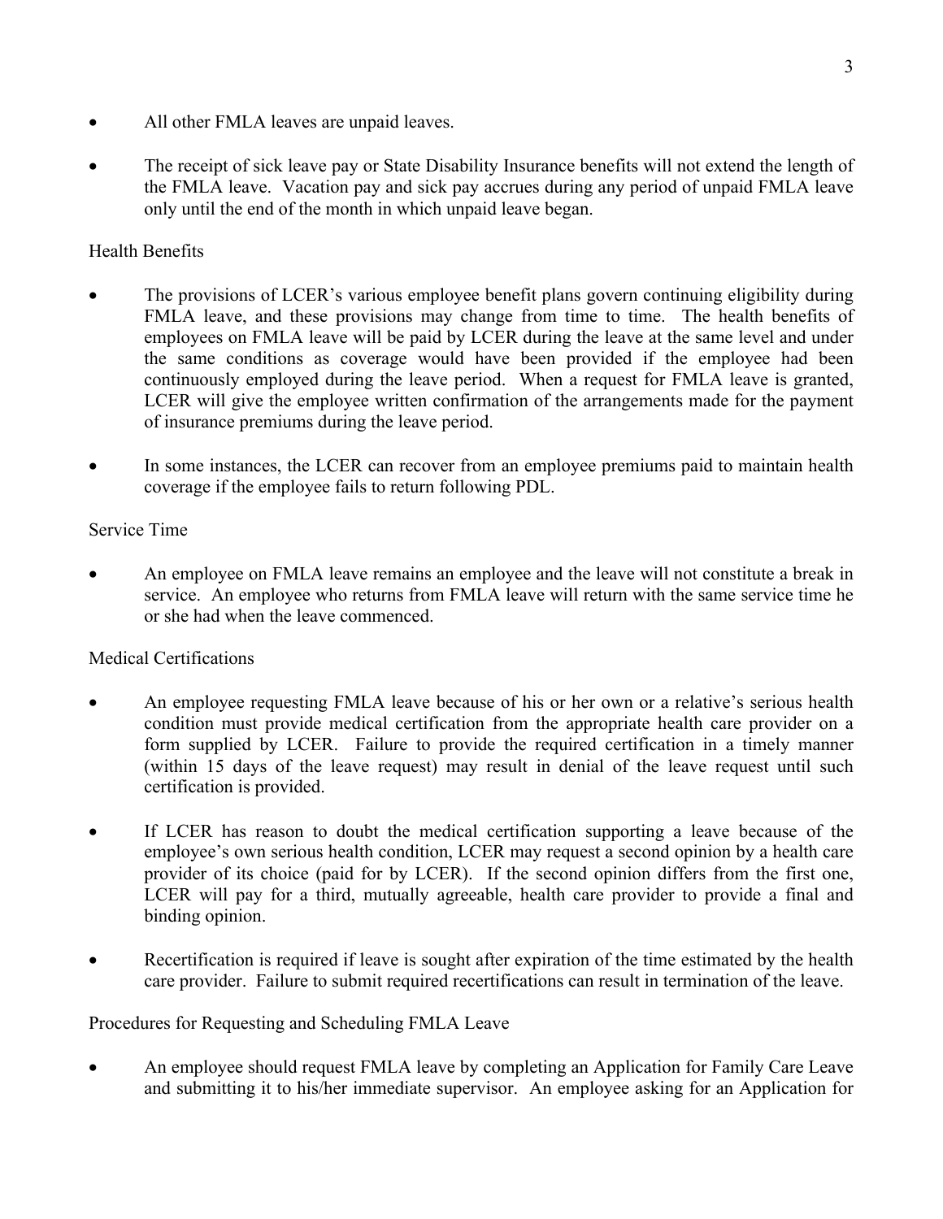- All other FMLA leaves are unpaid leaves.

- The receipt of sick leave pay or State Disability Insurance benefits will not extend the length of the FMLA leave. Vacation pay and sick pay accrues during any period of unpaid FMLA leave only until the end of the month in which unpaid leave began.

Health Benefits

- The provisions of LCER's various employee benefit plans govern continuing eligibility during FMLA leave, and these provisions may change from time to time. The health benefits of employees on FMLA leave will be paid by LCER during the leave at the same level and under the same conditions as coverage would have been provided if the employee had been continuously employed during the leave period. When a request for FMLA leave is granted, LCER will give the employee written confirmation of the arrangements made for the payment of insurance premiums during the leave period.

- In some instances, the LCER can recover from an employee premiums paid to maintain health coverage if the employee fails to return following PDL.

Service Time

- An employee on FMLA leave remains an employee and the leave will not constitute a break in service. An employee who returns from FMLA leave will return with the same service time he or she had when the leave commenced.

Medical Certifications

- An employee requesting FMLA leave because of his or her own or a relative's serious health condition must provide medical certification from the appropriate health care provider on a form supplied by LCER. Failure to provide the required certification in a timely manner (within 15 days of the leave request) may result in denial of the leave request until such certification is provided.

- If LCER has reason to doubt the medical certification supporting a leave because of the employee's own serious health condition, LCER may request a second opinion by a health care provider of its choice (paid for by LCER). If the second opinion differs from the first one, LCER will pay for a third, mutually agreeable, health care provider to provide a final and binding opinion.

- Recertification is required if leave is sought after expiration of the time estimated by the health care provider. Failure to submit required recertifications can result in termination of the leave.

Procedures for Requesting and Scheduling FMLA Leave

- An employee should request FMLA leave by completing an Application for Family Care Leave and submitting it to his/her immediate supervisor. An employee asking for an Application for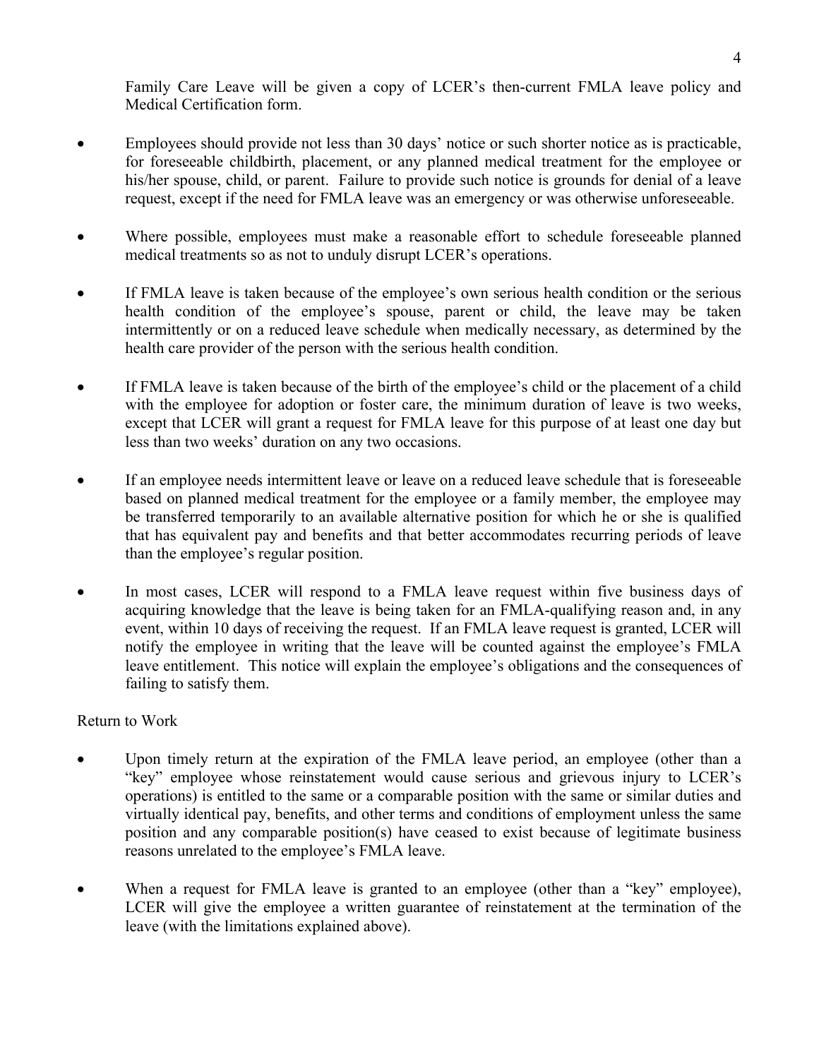Family Care Leave will be given a copy of LCER's then-current FMLA leave policy and Medical Certification form.

- Employees should provide not less than 30 days' notice or such shorter notice as is practicable, for foreseeable childbirth, placement, or any planned medical treatment for the employee or his/her spouse, child, or parent. Failure to provide such notice is grounds for denial of a leave request, except if the need for FMLA leave was an emergency or was otherwise unforeseeable.

- Where possible, employees must make a reasonable effort to schedule foreseeable planned medical treatments so as not to unduly disrupt LCER's operations.

- If FMLA leave is taken because of the employee's own serious health condition or the serious health condition of the employee's spouse, parent or child, the leave may be taken intermittently or on a reduced leave schedule when medically necessary, as determined by the health care provider of the person with the serious health condition.

- If FMLA leave is taken because of the birth of the employee's child or the placement of a child with the employee for adoption or foster care, the minimum duration of leave is two weeks, except that LCER will grant a request for FMLA leave for this purpose of at least one day but less than two weeks' duration on any two occasions.

- If an employee needs intermittent leave or leave on a reduced leave schedule that is foreseeable based on planned medical treatment for the employee or a family member, the employee may be transferred temporarily to an available alternative position for which he or she is qualified that has equivalent pay and benefits and that better accommodates recurring periods of leave than the employee's regular position.

- In most cases, LCER will respond to a FMLA leave request within five business days of acquiring knowledge that the leave is being taken for an FMLA-qualifying reason and, in any event, within 10 days of receiving the request. If an FMLA leave request is granted, LCER will notify the employee in writing that the leave will be counted against the employee's FMLA leave entitlement. This notice will explain the employee's obligations and the consequences of failing to satisfy them.

Return to Work

- Upon timely return at the expiration of the FMLA leave period, an employee (other than a "key" employee whose reinstatement would cause serious and grievous injury to LCER's operations) is entitled to the same or a comparable position with the same or similar duties and virtually identical pay, benefits, and other terms and conditions of employment unless the same position and any comparable position(s) have ceased to exist because of legitimate business reasons unrelated to the employee's FMLA leave.

- When a request for FMLA leave is granted to an employee (other than a "key" employee), LCER will give the employee a written guarantee of reinstatement at the termination of the leave (with the limitations explained above).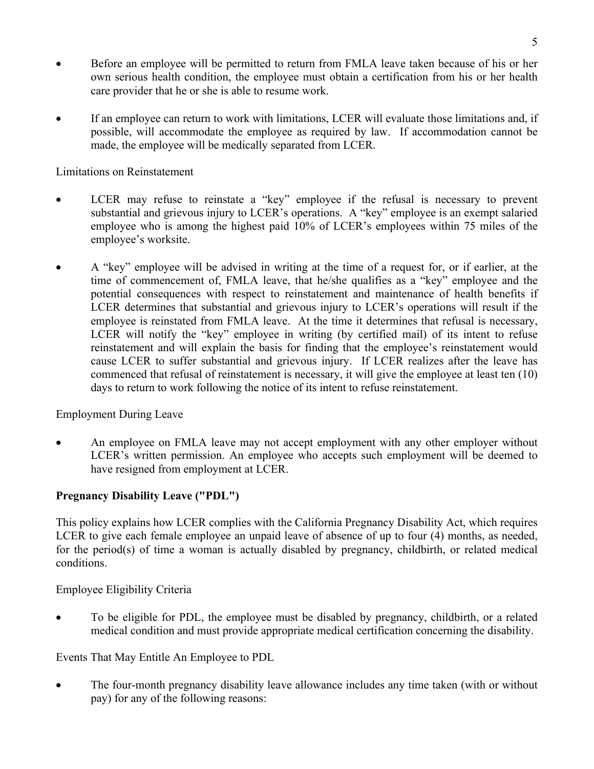- Before an employee will be permitted to return from FMLA leave taken because of his or her own serious health condition, the employee must obtain a certification from his or her health care provider that he or she is able to resume work.

- If an employee can return to work with limitations, LCER will evaluate those limitations and, if possible, will accommodate the employee as required by law. If accommodation cannot be made, the employee will be medically separated from LCER.

Limitations on Reinstatement

- LCER may refuse to reinstate a "key" employee if the refusal is necessary to prevent substantial and grievous injury to LCER's operations. A "key" employee is an exempt salaried employee who is among the highest paid 10% of LCER's employees within 75 miles of the employee's worksite.

- A "key" employee will be advised in writing at the time of a request for, or if earlier, at the time of commencement of, FMLA leave, that he/she qualifies as a "key" employee and the potential consequences with respect to reinstatement and maintenance of health benefits if LCER determines that substantial and grievous injury to LCER's operations will result if the employee is reinstated from FMLA leave. At the time it determines that refusal is necessary, LCER will notify the "key" employee in writing (by certified mail) of its intent to refuse reinstatement and will explain the basis for finding that the employee's reinstatement would cause LCER to suffer substantial and grievous injury. If LCER realizes after the leave has commenced that refusal of reinstatement is necessary, it will give the employee at least ten (10) days to return to work following the notice of its intent to refuse reinstatement.

Employment During Leave

- An employee on FMLA leave may not accept employment with any other employer without LCER's written permission. An employee who accepts such employment will be deemed to have resigned from employment at LCER.

**Pregnancy Disability Leave ("PDL")**

This policy explains how LCER complies with the California Pregnancy Disability Act, which requires LCER to give each female employee an unpaid leave of absence of up to four (4) months, as needed, for the period(s) of time a woman is actually disabled by pregnancy, childbirth, or related medical conditions.

Employee Eligibility Criteria

- To be eligible for PDL, the employee must be disabled by pregnancy, childbirth, or a related medical condition and must provide appropriate medical certification concerning the disability.

Events That May Entitle An Employee to PDL

- The four-month pregnancy disability leave allowance includes any time taken (with or without pay) for any of the following reasons: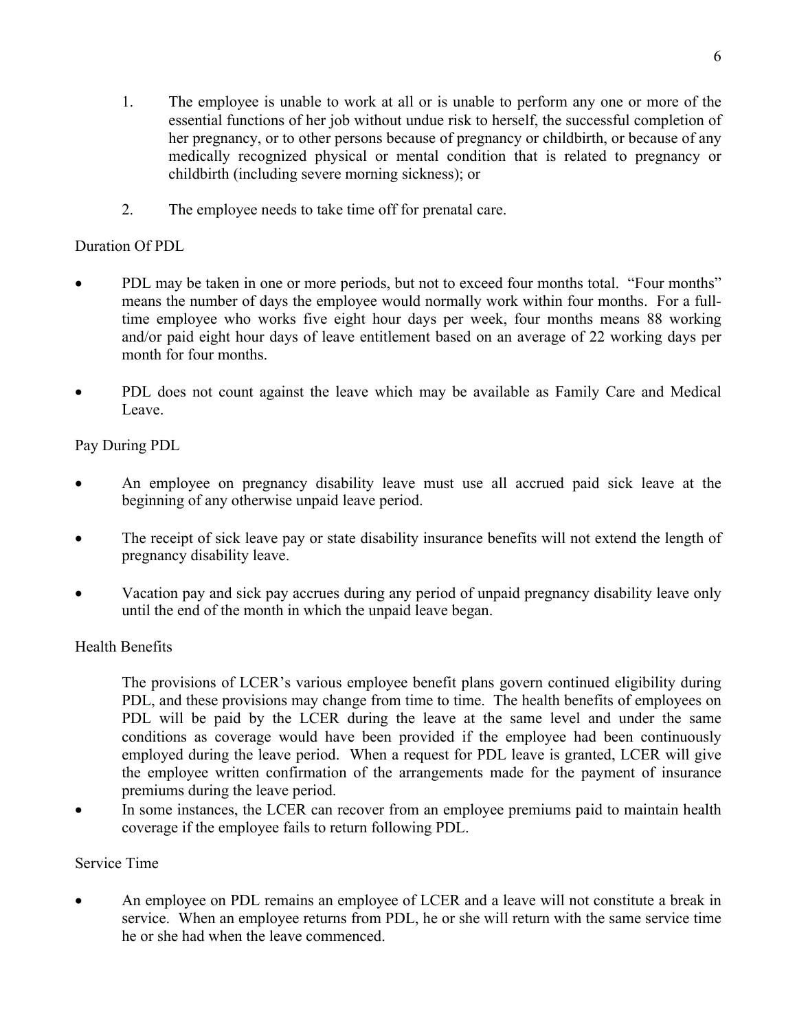1. The employee is unable to work at all or is unable to perform any one or more of the essential functions of her job without undue risk to herself, the successful completion of her pregnancy, or to other persons because of pregnancy or childbirth, or because of any medically recognized physical or mental condition that is related to pregnancy or childbirth (including severe morning sickness); or

2. The employee needs to take time off for prenatal care.

Duration Of PDL

- PDL may be taken in one or more periods, but not to exceed four months total. "Four months" means the number of days the employee would normally work within four months. For a full-time employee who works five eight hour days per week, four months means 88 working and/or paid eight hour days of leave entitlement based on an average of 22 working days per month for four months.

- PDL does not count against the leave which may be available as Family Care and Medical Leave.

Pay During PDL

- An employee on pregnancy disability leave must use all accrued paid sick leave at the beginning of any otherwise unpaid leave period.

- The receipt of sick leave pay or state disability insurance benefits will not extend the length of pregnancy disability leave.

- Vacation pay and sick pay accrues during any period of unpaid pregnancy disability leave only until the end of the month in which the unpaid leave began.

Health Benefits

The provisions of LCER's various employee benefit plans govern continued eligibility during PDL, and these provisions may change from time to time. The health benefits of employees on PDL will be paid by the LCER during the leave at the same level and under the same conditions as coverage would have been provided if the employee had been continuously employed during the leave period. When a request for PDL leave is granted, LCER will give the employee written confirmation of the arrangements made for the payment of insurance premiums during the leave period.

- In some instances, the LCER can recover from an employee premiums paid to maintain health coverage if the employee fails to return following PDL.

Service Time

- An employee on PDL remains an employee of LCER and a leave will not constitute a break in service. When an employee returns from PDL, he or she will return with the same service time he or she had when the leave commenced.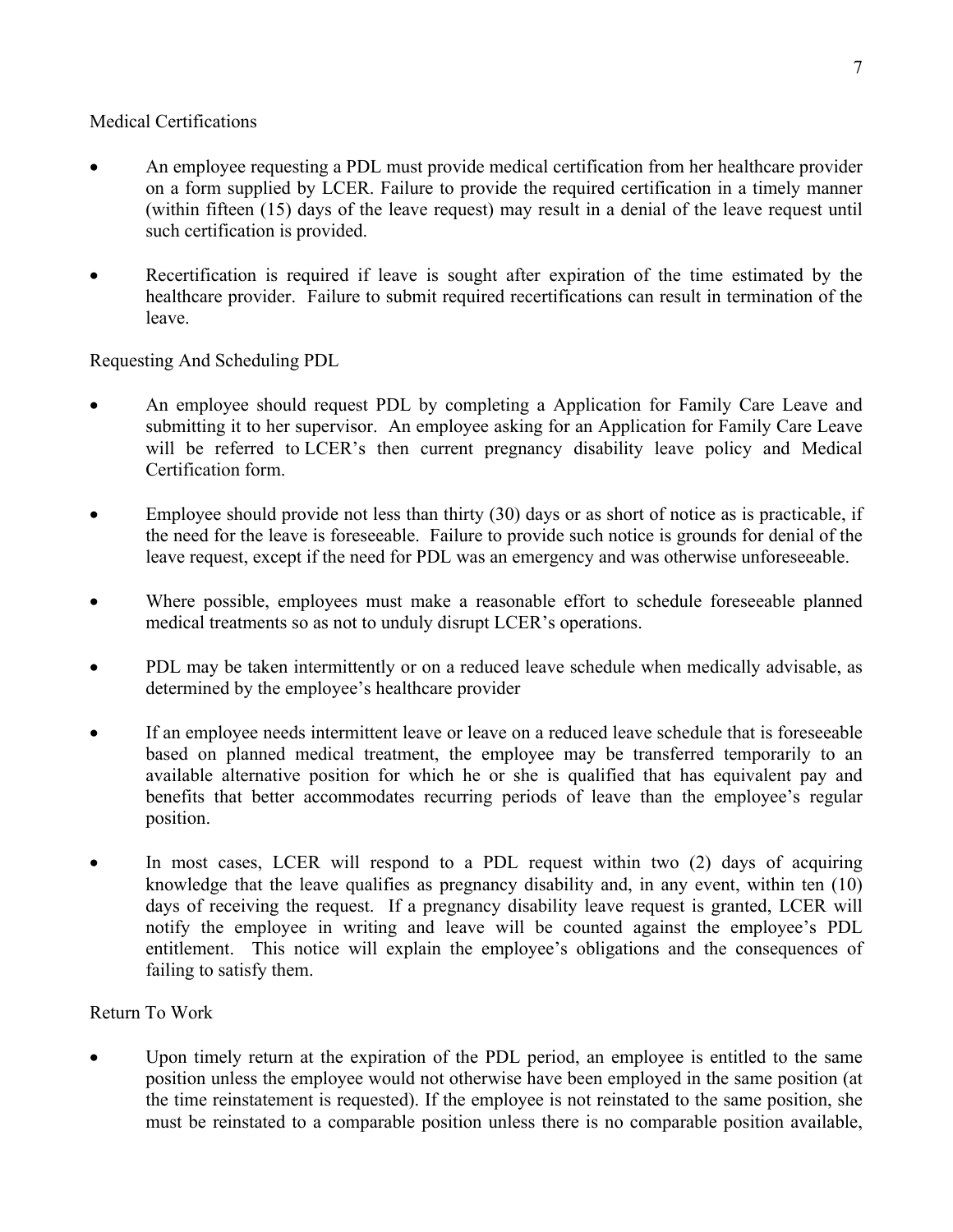Medical Certifications

- An employee requesting a PDL must provide medical certification from her healthcare provider on a form supplied by LCER. Failure to provide the required certification in a timely manner (within fifteen (15) days of the leave request) may result in a denial of the leave request until such certification is provided.

- Recertification is required if leave is sought after expiration of the time estimated by the healthcare provider. Failure to submit required recertifications can result in termination of the leave.

Requesting And Scheduling PDL

- An employee should request PDL by completing a Application for Family Care Leave and submitting it to her supervisor. An employee asking for an Application for Family Care Leave will be referred to LCER's then current pregnancy disability leave policy and Medical Certification form.

- Employee should provide not less than thirty (30) days or as short of notice as is practicable, if the need for the leave is foreseeable. Failure to provide such notice is grounds for denial of the leave request, except if the need for PDL was an emergency and was otherwise unforeseeable.

- Where possible, employees must make a reasonable effort to schedule foreseeable planned medical treatments so as not to unduly disrupt LCER's operations.

- PDL may be taken intermittently or on a reduced leave schedule when medically advisable, as determined by the employee's healthcare provider

- If an employee needs intermittent leave or leave on a reduced leave schedule that is foreseeable based on planned medical treatment, the employee may be transferred temporarily to an available alternative position for which he or she is qualified that has equivalent pay and benefits that better accommodates recurring periods of leave than the employee's regular position.

- In most cases, LCER will respond to a PDL request within two (2) days of acquiring knowledge that the leave qualifies as pregnancy disability and, in any event, within ten (10) days of receiving the request. If a pregnancy disability leave request is granted, LCER will notify the employee in writing and leave will be counted against the employee's PDL entitlement. This notice will explain the employee's obligations and the consequences of failing to satisfy them.

Return To Work

- Upon timely return at the expiration of the PDL period, an employee is entitled to the same position unless the employee would not otherwise have been employed in the same position (at the time reinstatement is requested). If the employee is not reinstated to the same position, she must be reinstated to a comparable position unless there is no comparable position available,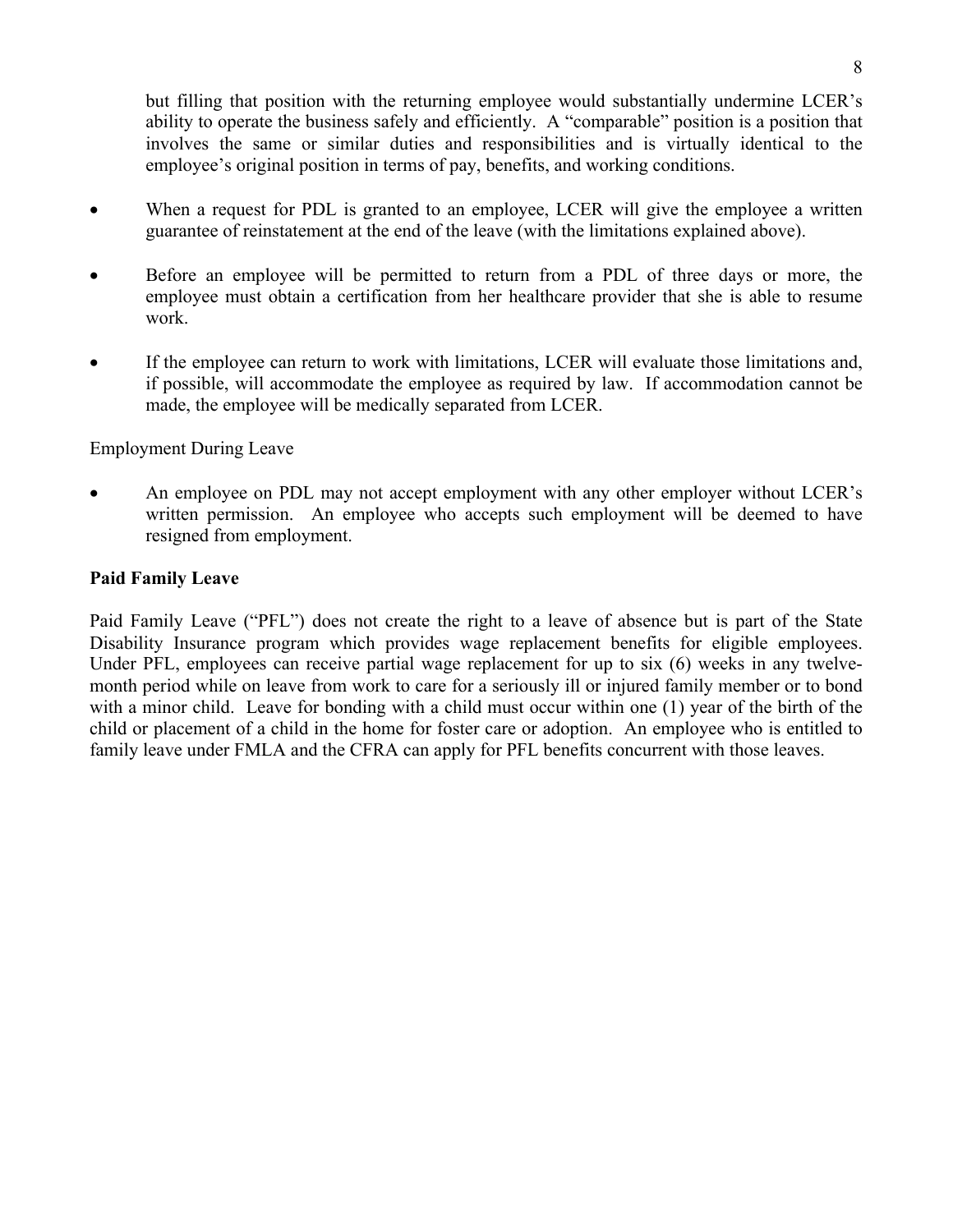but filling that position with the returning employee would substantially undermine LCER's ability to operate the business safely and efficiently. A "comparable" position is a position that involves the same or similar duties and responsibilities and is virtually identical to the employee's original position in terms of pay, benefits, and working conditions.

- When a request for PDL is granted to an employee, LCER will give the employee a written guarantee of reinstatement at the end of the leave (with the limitations explained above).
- Before an employee will be permitted to return from a PDL of three days or more, the employee must obtain a certification from her healthcare provider that she is able to resume work.
- If the employee can return to work with limitations, LCER will evaluate those limitations and, if possible, will accommodate the employee as required by law. If accommodation cannot be made, the employee will be medically separated from LCER.

Employment During Leave

- An employee on PDL may not accept employment with any other employer without LCER's written permission. An employee who accepts such employment will be deemed to have resigned from employment.

**Paid Family Leave**

Paid Family Leave ("PFL") does not create the right to a leave of absence but is part of the State Disability Insurance program which provides wage replacement benefits for eligible employees. Under PFL, employees can receive partial wage replacement for up to six (6) weeks in any twelve-month period while on leave from work to care for a seriously ill or injured family member or to bond with a minor child. Leave for bonding with a child must occur within one (1) year of the birth of the child or placement of a child in the home for foster care or adoption. An employee who is entitled to family leave under FMLA and the CFRA can apply for PFL benefits concurrent with those leaves.